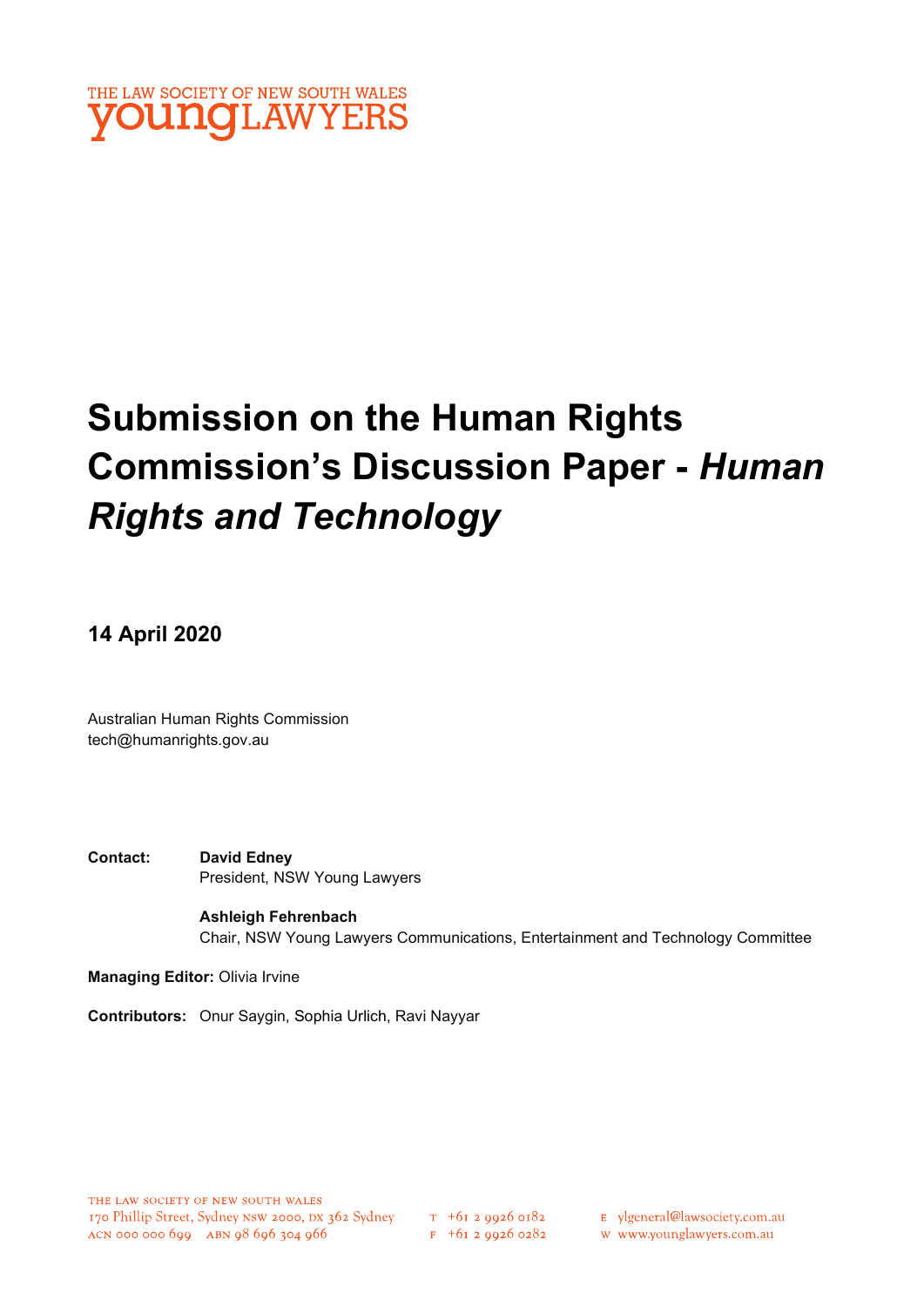THE LAW SOCIETY OF NEW SOUTH WALES
youngLAWYERS

# Submission on the Human Rights Commission's Discussion Paper - *Human Rights and Technology*

**14 April 2020**

Australian Human Rights Commission
tech@humanrights.gov.au

**Contact:** **David Edney**
President, NSW Young Lawyers

**Ashleigh Fehrenbach**
Chair, NSW Young Lawyers Communications, Entertainment and Technology Committee

**Managing Editor:** Olivia Irvine

**Contributors:** Onur Saygin, Sophia Urlich, Ravi Nayyar

THE LAW SOCIETY OF NEW SOUTH WALES
170 Phillip Street, Sydney NSW 2000, DX 362 Sydney
ACN 000 000 699 ABN 98 696 304 966

T +61 2 9926 0182
F +61 2 9926 0282

E ylgeneral@lawsociety.com.au
W www.younglawyers.com.au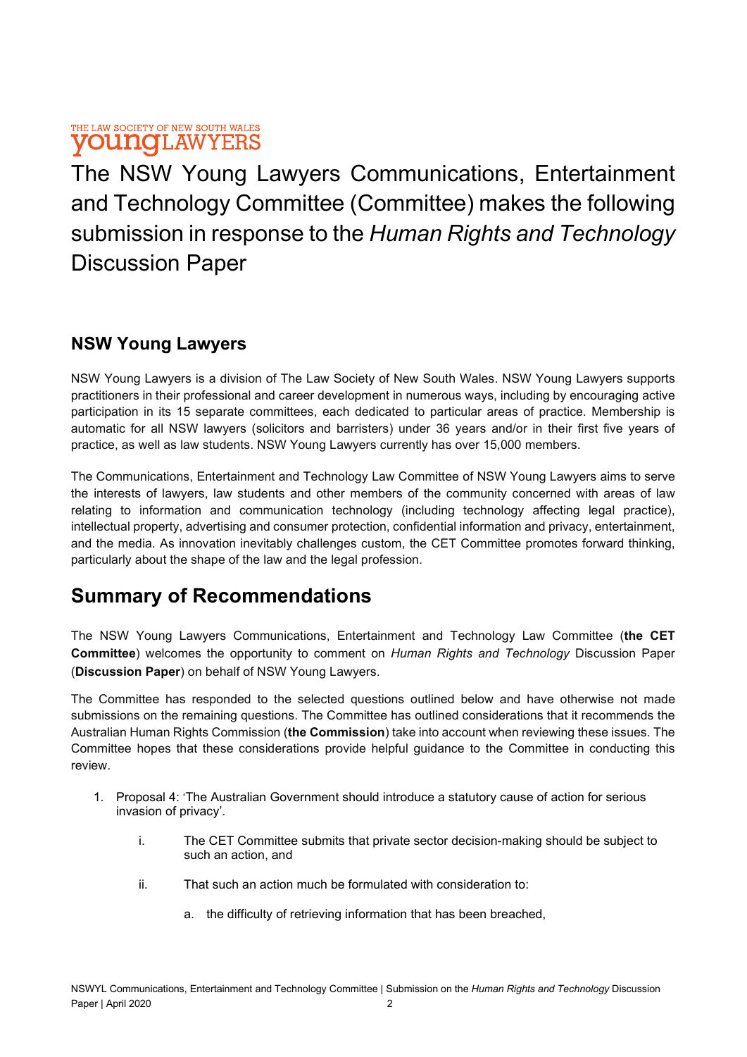THE LAW SOCIETY OF NEW SOUTH WALES
**young**LAWYERS

# The NSW Young Lawyers Communications, Entertainment and Technology Committee (Committee) makes the following submission in response to the *Human Rights and Technology* Discussion Paper

## NSW Young Lawyers

NSW Young Lawyers is a division of The Law Society of New South Wales. NSW Young Lawyers supports practitioners in their professional and career development in numerous ways, including by encouraging active participation in its 15 separate committees, each dedicated to particular areas of practice. Membership is automatic for all NSW lawyers (solicitors and barristers) under 36 years and/or in their first five years of practice, as well as law students. NSW Young Lawyers currently has over 15,000 members.

The Communications, Entertainment and Technology Law Committee of NSW Young Lawyers aims to serve the interests of lawyers, law students and other members of the community concerned with areas of law relating to information and communication technology (including technology affecting legal practice), intellectual property, advertising and consumer protection, confidential information and privacy, entertainment, and the media. As innovation inevitably challenges custom, the CET Committee promotes forward thinking, particularly about the shape of the law and the legal profession.

## Summary of Recommendations

The NSW Young Lawyers Communications, Entertainment and Technology Law Committee (**the CET Committee**) welcomes the opportunity to comment on *Human Rights and Technology* Discussion Paper (**Discussion Paper**) on behalf of NSW Young Lawyers.

The Committee has responded to the selected questions outlined below and have otherwise not made submissions on the remaining questions. The Committee has outlined considerations that it recommends the Australian Human Rights Commission (**the Commission**) take into account when reviewing these issues. The Committee hopes that these considerations provide helpful guidance to the Committee in conducting this review.

1. Proposal 4: 'The Australian Government should introduce a statutory cause of action for serious invasion of privacy'.

    i. The CET Committee submits that private sector decision-making should be subject to such an action, and

    ii. That such an action much be formulated with consideration to:

        a. the difficulty of retrieving information that has been breached,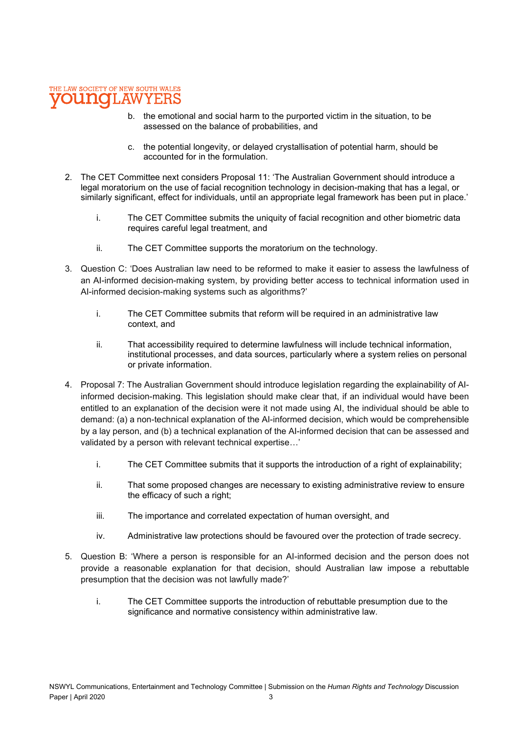b. the emotional and social harm to the purported victim in the situation, to be assessed on the balance of probabilities, and

c. the potential longevity, or delayed crystallisation of potential harm, should be accounted for in the formulation.

2. The CET Committee next considers Proposal 11: 'The Australian Government should introduce a legal moratorium on the use of facial recognition technology in decision-making that has a legal, or similarly significant, effect for individuals, until an appropriate legal framework has been put in place.'

   i. The CET Committee submits the uniquity of facial recognition and other biometric data requires careful legal treatment, and

   ii. The CET Committee supports the moratorium on the technology.

3. Question C: 'Does Australian law need to be reformed to make it easier to assess the lawfulness of an AI-informed decision-making system, by providing better access to technical information used in AI-informed decision-making systems such as algorithms?'

   i. The CET Committee submits that reform will be required in an administrative law context, and

   ii. That accessibility required to determine lawfulness will include technical information, institutional processes, and data sources, particularly where a system relies on personal or private information.

4. Proposal 7: The Australian Government should introduce legislation regarding the explainability of AI-informed decision-making. This legislation should make clear that, if an individual would have been entitled to an explanation of the decision were it not made using AI, the individual should be able to demand: (a) a non-technical explanation of the AI-informed decision, which would be comprehensible by a lay person, and (b) a technical explanation of the AI-informed decision that can be assessed and validated by a person with relevant technical expertise…'

   i. The CET Committee submits that it supports the introduction of a right of explainability;

   ii. That some proposed changes are necessary to existing administrative review to ensure the efficacy of such a right;

   iii. The importance and correlated expectation of human oversight, and

   iv. Administrative law protections should be favoured over the protection of trade secrecy.

5. Question B: 'Where a person is responsible for an AI-informed decision and the person does not provide a reasonable explanation for that decision, should Australian law impose a rebuttable presumption that the decision was not lawfully made?'

   i. The CET Committee supports the introduction of rebuttable presumption due to the significance and normative consistency within administrative law.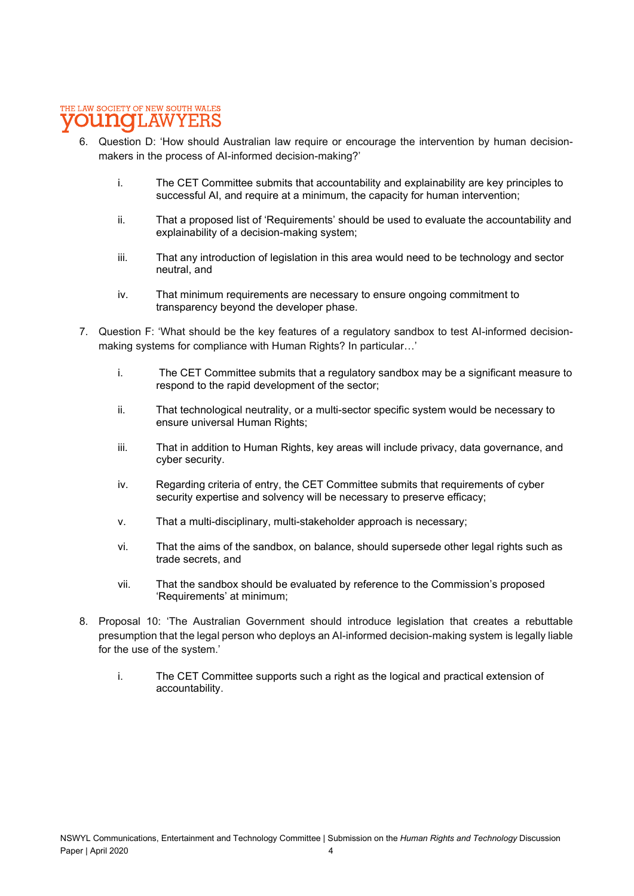6. Question D: 'How should Australian law require or encourage the intervention by human decision-makers in the process of AI-informed decision-making?'

   i. The CET Committee submits that accountability and explainability are key principles to successful AI, and require at a minimum, the capacity for human intervention;

   ii. That a proposed list of 'Requirements' should be used to evaluate the accountability and explainability of a decision-making system;

   iii. That any introduction of legislation in this area would need to be technology and sector neutral, and

   iv. That minimum requirements are necessary to ensure ongoing commitment to transparency beyond the developer phase.

7. Question F: 'What should be the key features of a regulatory sandbox to test AI-informed decision-making systems for compliance with Human Rights? In particular…'

   i. The CET Committee submits that a regulatory sandbox may be a significant measure to respond to the rapid development of the sector;

   ii. That technological neutrality, or a multi-sector specific system would be necessary to ensure universal Human Rights;

   iii. That in addition to Human Rights, key areas will include privacy, data governance, and cyber security.

   iv. Regarding criteria of entry, the CET Committee submits that requirements of cyber security expertise and solvency will be necessary to preserve efficacy;

   v. That a multi-disciplinary, multi-stakeholder approach is necessary;

   vi. That the aims of the sandbox, on balance, should supersede other legal rights such as trade secrets, and

   vii. That the sandbox should be evaluated by reference to the Commission's proposed 'Requirements' at minimum;

8. Proposal 10: 'The Australian Government should introduce legislation that creates a rebuttable presumption that the legal person who deploys an AI-informed decision-making system is legally liable for the use of the system.'

   i. The CET Committee supports such a right as the logical and practical extension of accountability.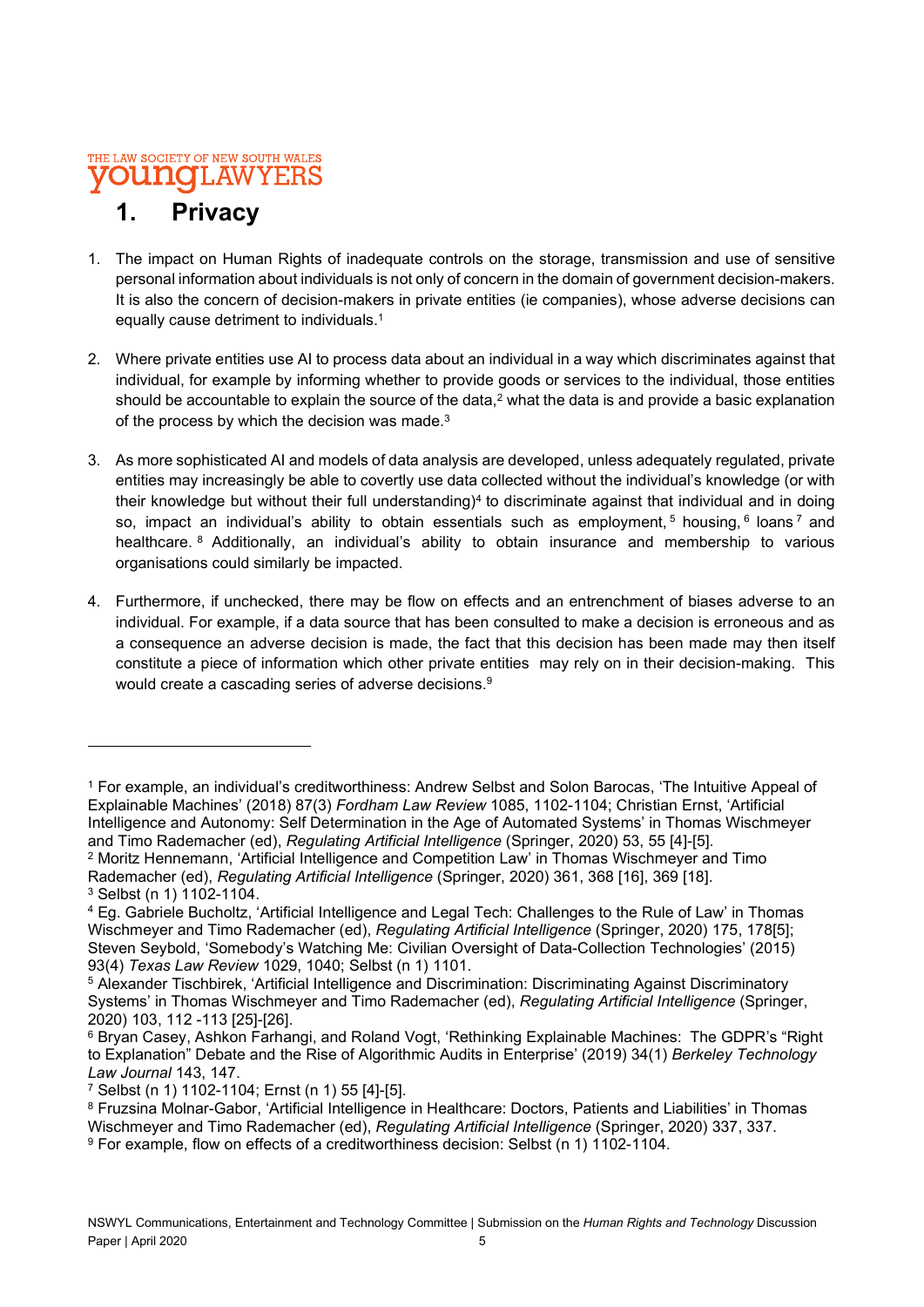# 1. Privacy

1. The impact on Human Rights of inadequate controls on the storage, transmission and use of sensitive personal information about individuals is not only of concern in the domain of government decision-makers. It is also the concern of decision-makers in private entities (ie companies), whose adverse decisions can equally cause detriment to individuals.[1]

2. Where private entities use AI to process data about an individual in a way which discriminates against that individual, for example by informing whether to provide goods or services to the individual, those entities should be accountable to explain the source of the data,[2] what the data is and provide a basic explanation of the process by which the decision was made.[3]

3. As more sophisticated AI and models of data analysis are developed, unless adequately regulated, private entities may increasingly be able to covertly use data collected without the individual's knowledge (or with their knowledge but without their full understanding)[4] to discriminate against that individual and in doing so, impact an individual's ability to obtain essentials such as employment,[5] housing,[6] loans[7] and healthcare.[8] Additionally, an individual's ability to obtain insurance and membership to various organisations could similarly be impacted.

4. Furthermore, if unchecked, there may be flow on effects and an entrenchment of biases adverse to an individual. For example, if a data source that has been consulted to make a decision is erroneous and as a consequence an adverse decision is made, the fact that this decision has been made may then itself constitute a piece of information which other private entities may rely on in their decision-making. This would create a cascading series of adverse decisions.[9]

---

[1] For example, an individual's creditworthiness: Andrew Selbst and Solon Barocas, 'The Intuitive Appeal of Explainable Machines' (2018) 87(3) *Fordham Law Review* 1085, 1102-1104; Christian Ernst, 'Artificial Intelligence and Autonomy: Self Determination in the Age of Automated Systems' in Thomas Wischmeyer and Timo Rademacher (ed), *Regulating Artificial Intelligence* (Springer, 2020) 53, 55 [4]-[5].

[2] Moritz Hennemann, 'Artificial Intelligence and Competition Law' in Thomas Wischmeyer and Timo Rademacher (ed), *Regulating Artificial Intelligence* (Springer, 2020) 361, 368 [16], 369 [18].

[3] Selbst (n 1) 1102-1104.

[4] Eg. Gabriele Bucholtz, 'Artificial Intelligence and Legal Tech: Challenges to the Rule of Law' in Thomas Wischmeyer and Timo Rademacher (ed), *Regulating Artificial Intelligence* (Springer, 2020) 175, 178[5]; Steven Seybold, 'Somebody's Watching Me: Civilian Oversight of Data-Collection Technologies' (2015) 93(4) *Texas Law Review* 1029, 1040; Selbst (n 1) 1101.

[5] Alexander Tischbirek, 'Artificial Intelligence and Discrimination: Discriminating Against Discriminatory Systems' in Thomas Wischmeyer and Timo Rademacher (ed), *Regulating Artificial Intelligence* (Springer, 2020) 103, 112 -113 [25]-[26].

[6] Bryan Casey, Ashkon Farhangi, and Roland Vogt, 'Rethinking Explainable Machines: The GDPR's "Right to Explanation" Debate and the Rise of Algorithmic Audits in Enterprise' (2019) 34(1) *Berkeley Technology Law Journal* 143, 147.

[7] Selbst (n 1) 1102-1104; Ernst (n 1) 55 [4]-[5].

[8] Fruzsina Molnar-Gabor, 'Artificial Intelligence in Healthcare: Doctors, Patients and Liabilities' in Thomas Wischmeyer and Timo Rademacher (ed), *Regulating Artificial Intelligence* (Springer, 2020) 337, 337.

[9] For example, flow on effects of a creditworthiness decision: Selbst (n 1) 1102-1104.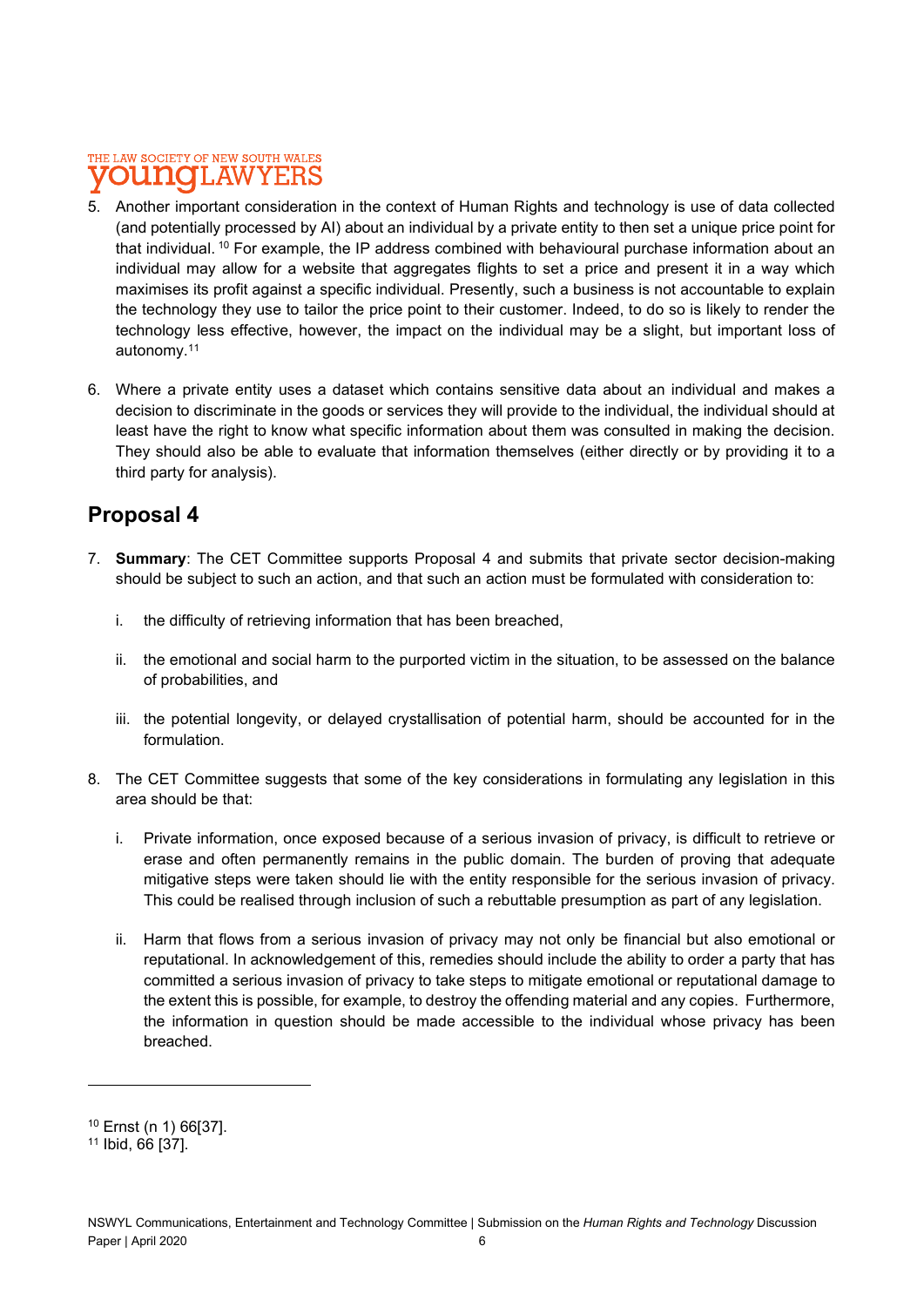5. Another important consideration in the context of Human Rights and technology is use of data collected (and potentially processed by AI) about an individual by a private entity to then set a unique price point for that individual. [10] For example, the IP address combined with behavioural purchase information about an individual may allow for a website that aggregates flights to set a price and present it in a way which maximises its profit against a specific individual. Presently, such a business is not accountable to explain the technology they use to tailor the price point to their customer. Indeed, to do so is likely to render the technology less effective, however, the impact on the individual may be a slight, but important loss of autonomy.[11]

6. Where a private entity uses a dataset which contains sensitive data about an individual and makes a decision to discriminate in the goods or services they will provide to the individual, the individual should at least have the right to know what specific information about them was consulted in making the decision. They should also be able to evaluate that information themselves (either directly or by providing it to a third party for analysis).

## Proposal 4

7. **Summary**: The CET Committee supports Proposal 4 and submits that private sector decision-making should be subject to such an action, and that such an action must be formulated with consideration to:

   i. the difficulty of retrieving information that has been breached,

   ii. the emotional and social harm to the purported victim in the situation, to be assessed on the balance of probabilities, and

   iii. the potential longevity, or delayed crystallisation of potential harm, should be accounted for in the formulation.

8. The CET Committee suggests that some of the key considerations in formulating any legislation in this area should be that:

   i. Private information, once exposed because of a serious invasion of privacy, is difficult to retrieve or erase and often permanently remains in the public domain. The burden of proving that adequate mitigative steps were taken should lie with the entity responsible for the serious invasion of privacy. This could be realised through inclusion of such a rebuttable presumption as part of any legislation.

   ii. Harm that flows from a serious invasion of privacy may not only be financial but also emotional or reputational. In acknowledgement of this, remedies should include the ability to order a party that has committed a serious invasion of privacy to take steps to mitigate emotional or reputational damage to the extent this is possible, for example, to destroy the offending material and any copies. Furthermore, the information in question should be made accessible to the individual whose privacy has been breached.

---

[10] Ernst (n 1) 66[37].

[11] Ibid, 66 [37].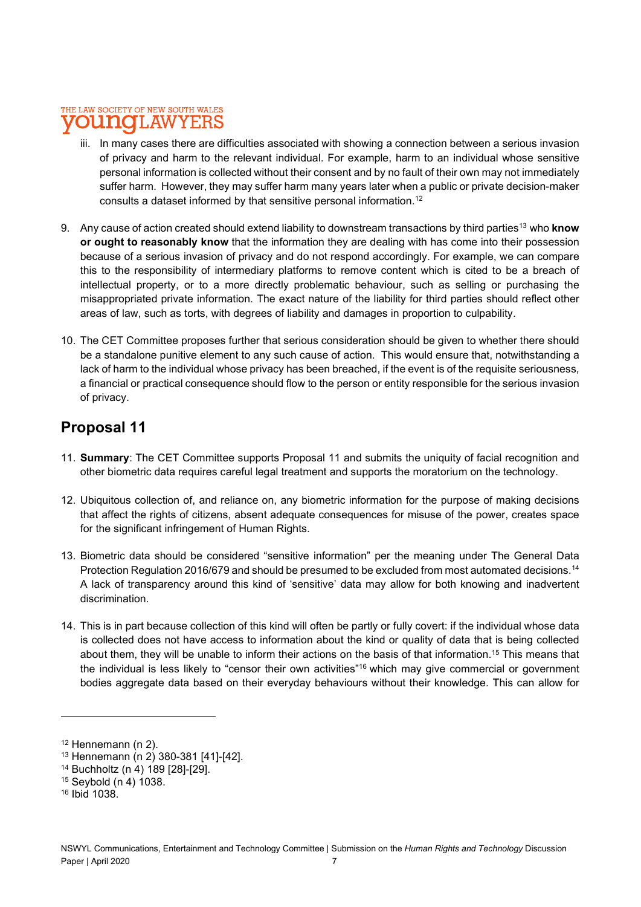iii. In many cases there are difficulties associated with showing a connection between a serious invasion of privacy and harm to the relevant individual. For example, harm to an individual whose sensitive personal information is collected without their consent and by no fault of their own may not immediately suffer harm. However, they may suffer harm many years later when a public or private decision-maker consults a dataset informed by that sensitive personal information.[12]

9. Any cause of action created should extend liability to downstream transactions by third parties[13] who **know or ought to reasonably know** that the information they are dealing with has come into their possession because of a serious invasion of privacy and do not respond accordingly. For example, we can compare this to the responsibility of intermediary platforms to remove content which is cited to be a breach of intellectual property, or to a more directly problematic behaviour, such as selling or purchasing the misappropriated private information. The exact nature of the liability for third parties should reflect other areas of law, such as torts, with degrees of liability and damages in proportion to culpability.

10. The CET Committee proposes further that serious consideration should be given to whether there should be a standalone punitive element to any such cause of action. This would ensure that, notwithstanding a lack of harm to the individual whose privacy has been breached, if the event is of the requisite seriousness, a financial or practical consequence should flow to the person or entity responsible for the serious invasion of privacy.

## Proposal 11

11. **Summary**: The CET Committee supports Proposal 11 and submits the uniquity of facial recognition and other biometric data requires careful legal treatment and supports the moratorium on the technology.

12. Ubiquitous collection of, and reliance on, any biometric information for the purpose of making decisions that affect the rights of citizens, absent adequate consequences for misuse of the power, creates space for the significant infringement of Human Rights.

13. Biometric data should be considered "sensitive information" per the meaning under The General Data Protection Regulation 2016/679 and should be presumed to be excluded from most automated decisions.[14] A lack of transparency around this kind of 'sensitive' data may allow for both knowing and inadvertent discrimination.

14. This is in part because collection of this kind will often be partly or fully covert: if the individual whose data is collected does not have access to information about the kind or quality of data that is being collected about them, they will be unable to inform their actions on the basis of that information.[15] This means that the individual is less likely to "censor their own activities"[16] which may give commercial or government bodies aggregate data based on their everyday behaviours without their knowledge. This can allow for

---

[12] Hennemann (n 2).
[13] Hennemann (n 2) 380-381 [41]-[42].
[14] Buchholtz (n 4) 189 [28]-[29].
[15] Seybold (n 4) 1038.
[16] Ibid 1038.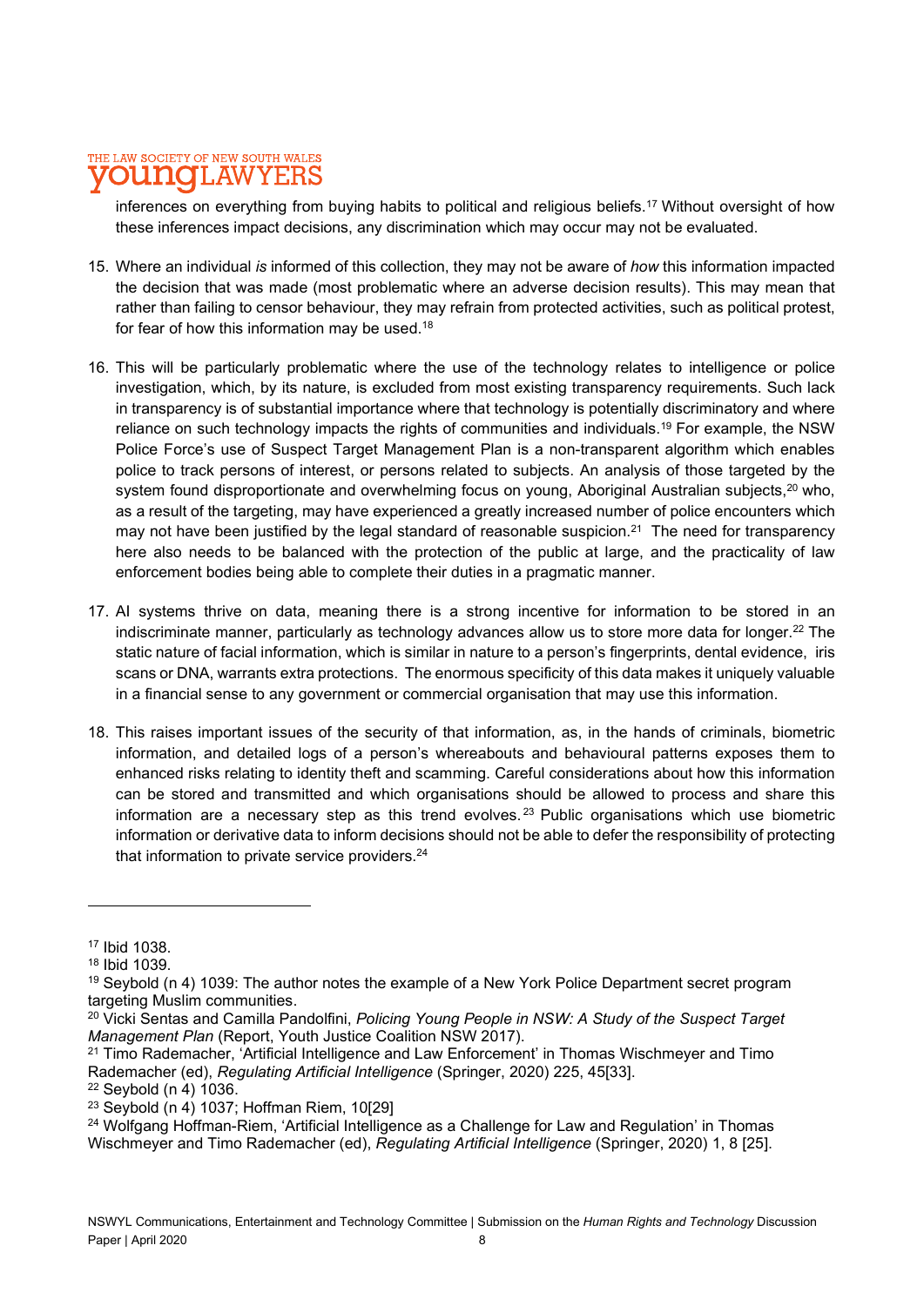inferences on everything from buying habits to political and religious beliefs.[17] Without oversight of how these inferences impact decisions, any discrimination which may occur may not be evaluated.

15. Where an individual *is* informed of this collection, they may not be aware of *how* this information impacted the decision that was made (most problematic where an adverse decision results). This may mean that rather than failing to censor behaviour, they may refrain from protected activities, such as political protest, for fear of how this information may be used.[18]

16. This will be particularly problematic where the use of the technology relates to intelligence or police investigation, which, by its nature, is excluded from most existing transparency requirements. Such lack in transparency is of substantial importance where that technology is potentially discriminatory and where reliance on such technology impacts the rights of communities and individuals.[19] For example, the NSW Police Force's use of Suspect Target Management Plan is a non-transparent algorithm which enables police to track persons of interest, or persons related to subjects. An analysis of those targeted by the system found disproportionate and overwhelming focus on young, Aboriginal Australian subjects,[20] who, as a result of the targeting, may have experienced a greatly increased number of police encounters which may not have been justified by the legal standard of reasonable suspicion.[21] The need for transparency here also needs to be balanced with the protection of the public at large, and the practicality of law enforcement bodies being able to complete their duties in a pragmatic manner.

17. AI systems thrive on data, meaning there is a strong incentive for information to be stored in an indiscriminate manner, particularly as technology advances allow us to store more data for longer.[22] The static nature of facial information, which is similar in nature to a person's fingerprints, dental evidence, iris scans or DNA, warrants extra protections. The enormous specificity of this data makes it uniquely valuable in a financial sense to any government or commercial organisation that may use this information.

18. This raises important issues of the security of that information, as, in the hands of criminals, biometric information, and detailed logs of a person's whereabouts and behavioural patterns exposes them to enhanced risks relating to identity theft and scamming. Careful considerations about how this information can be stored and transmitted and which organisations should be allowed to process and share this information are a necessary step as this trend evolves.[23] Public organisations which use biometric information or derivative data to inform decisions should not be able to defer the responsibility of protecting that information to private service providers.[24]

---

[17] Ibid 1038.

[18] Ibid 1039.

[19] Seybold (n 4) 1039: The author notes the example of a New York Police Department secret program targeting Muslim communities.

[20] Vicki Sentas and Camilla Pandolfini, *Policing Young People in NSW: A Study of the Suspect Target Management Plan* (Report, Youth Justice Coalition NSW 2017).

[21] Timo Rademacher, 'Artificial Intelligence and Law Enforcement' in Thomas Wischmeyer and Timo Rademacher (ed), *Regulating Artificial Intelligence* (Springer, 2020) 225, 45[33].

[22] Seybold (n 4) 1036.

[23] Seybold (n 4) 1037; Hoffman Riem, 10[29]

[24] Wolfgang Hoffman-Riem, 'Artificial Intelligence as a Challenge for Law and Regulation' in Thomas Wischmeyer and Timo Rademacher (ed), *Regulating Artificial Intelligence* (Springer, 2020) 1, 8 [25].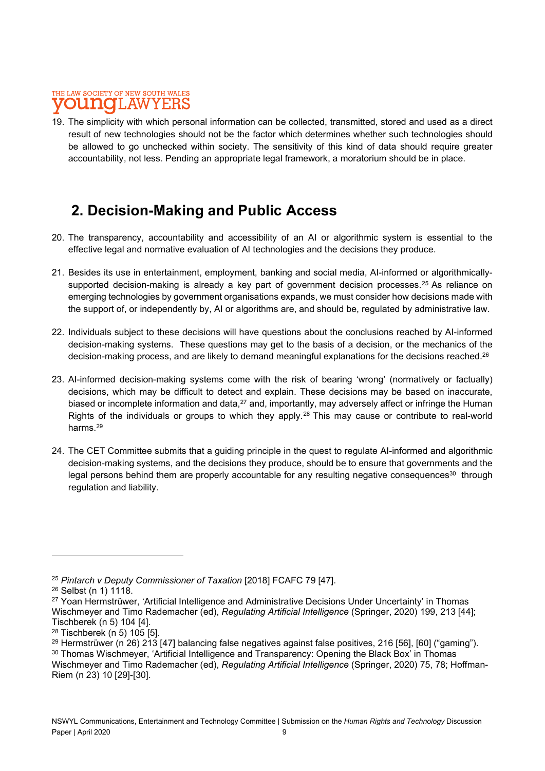19. The simplicity with which personal information can be collected, transmitted, stored and used as a direct result of new technologies should not be the factor which determines whether such technologies should be allowed to go unchecked within society. The sensitivity of this kind of data should require greater accountability, not less. Pending an appropriate legal framework, a moratorium should be in place.

## 2. Decision-Making and Public Access

20. The transparency, accountability and accessibility of an AI or algorithmic system is essential to the effective legal and normative evaluation of AI technologies and the decisions they produce.

21. Besides its use in entertainment, employment, banking and social media, AI-informed or algorithmically-supported decision-making is already a key part of government decision processes.[25] As reliance on emerging technologies by government organisations expands, we must consider how decisions made with the support of, or independently by, AI or algorithms are, and should be, regulated by administrative law.

22. Individuals subject to these decisions will have questions about the conclusions reached by AI-informed decision-making systems. These questions may get to the basis of a decision, or the mechanics of the decision-making process, and are likely to demand meaningful explanations for the decisions reached.[26]

23. AI-informed decision-making systems come with the risk of bearing 'wrong' (normatively or factually) decisions, which may be difficult to detect and explain. These decisions may be based on inaccurate, biased or incomplete information and data,[27] and, importantly, may adversely affect or infringe the Human Rights of the individuals or groups to which they apply.[28] This may cause or contribute to real-world harms.[29]

24. The CET Committee submits that a guiding principle in the quest to regulate AI-informed and algorithmic decision-making systems, and the decisions they produce, should be to ensure that governments and the legal persons behind them are properly accountable for any resulting negative consequences[30] through regulation and liability.

---

[25] *Pintarch v Deputy Commissioner of Taxation* [2018] FCAFC 79 [47].
[26] Selbst (n 1) 1118.
[27] Yoan Hermstrüwer, 'Artificial Intelligence and Administrative Decisions Under Uncertainty' in Thomas Wischmeyer and Timo Rademacher (ed), *Regulating Artificial Intelligence* (Springer, 2020) 199, 213 [44]; Tischberek (n 5) 104 [4].
[28] Tischberek (n 5) 105 [5].
[29] Hermstrüwer (n 26) 213 [47] balancing false negatives against false positives, 216 [56], [60] ("gaming").
[30] Thomas Wischmeyer, 'Artificial Intelligence and Transparency: Opening the Black Box' in Thomas Wischmeyer and Timo Rademacher (ed), *Regulating Artificial Intelligence* (Springer, 2020) 75, 78; Hoffman-Riem (n 23) 10 [29]-[30].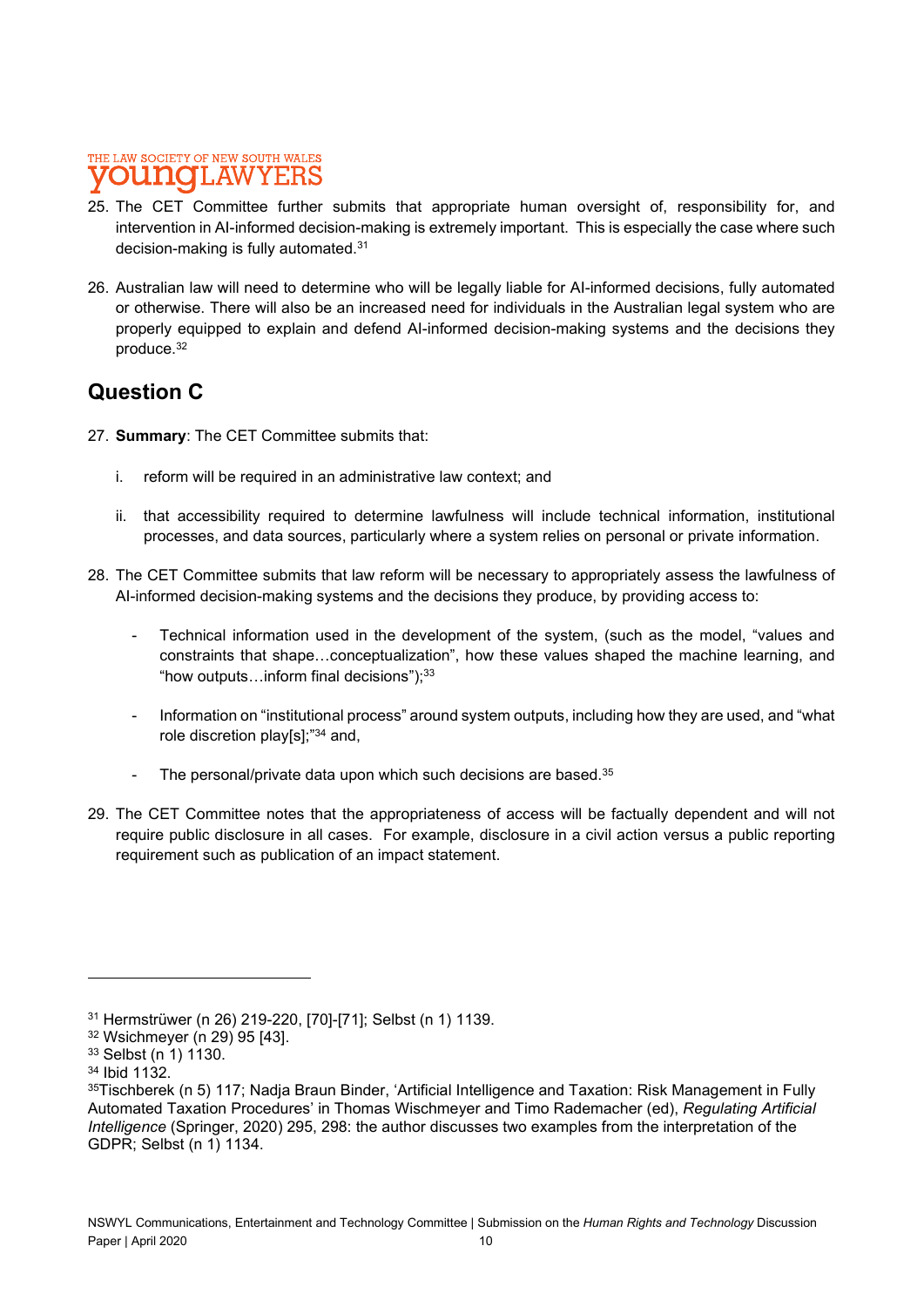25. The CET Committee further submits that appropriate human oversight of, responsibility for, and intervention in AI-informed decision-making is extremely important. This is especially the case where such decision-making is fully automated.[31]

26. Australian law will need to determine who will be legally liable for AI-informed decisions, fully automated or otherwise. There will also be an increased need for individuals in the Australian legal system who are properly equipped to explain and defend AI-informed decision-making systems and the decisions they produce.[32]

## Question C

27. **Summary**: The CET Committee submits that:

    i. reform will be required in an administrative law context; and

    ii. that accessibility required to determine lawfulness will include technical information, institutional processes, and data sources, particularly where a system relies on personal or private information.

28. The CET Committee submits that law reform will be necessary to appropriately assess the lawfulness of AI-informed decision-making systems and the decisions they produce, by providing access to:

    - Technical information used in the development of the system, (such as the model, "values and constraints that shape…conceptualization", how these values shaped the machine learning, and "how outputs…inform final decisions");[33]

    - Information on "institutional process" around system outputs, including how they are used, and "what role discretion play[s];"[34] and,

    - The personal/private data upon which such decisions are based.[35]

29. The CET Committee notes that the appropriateness of access will be factually dependent and will not require public disclosure in all cases. For example, disclosure in a civil action versus a public reporting requirement such as publication of an impact statement.

---

[31] Hermstrüwer (n 26) 219-220, [70]-[71]; Selbst (n 1) 1139.

[32] Wsichmeyer (n 29) 95 [43].

[33] Selbst (n 1) 1130.

[34] Ibid 1132.

[35] Tischberek (n 5) 117; Nadja Braun Binder, 'Artificial Intelligence and Taxation: Risk Management in Fully Automated Taxation Procedures' in Thomas Wischmeyer and Timo Rademacher (ed), *Regulating Artificial Intelligence* (Springer, 2020) 295, 298: the author discusses two examples from the interpretation of the GDPR; Selbst (n 1) 1134.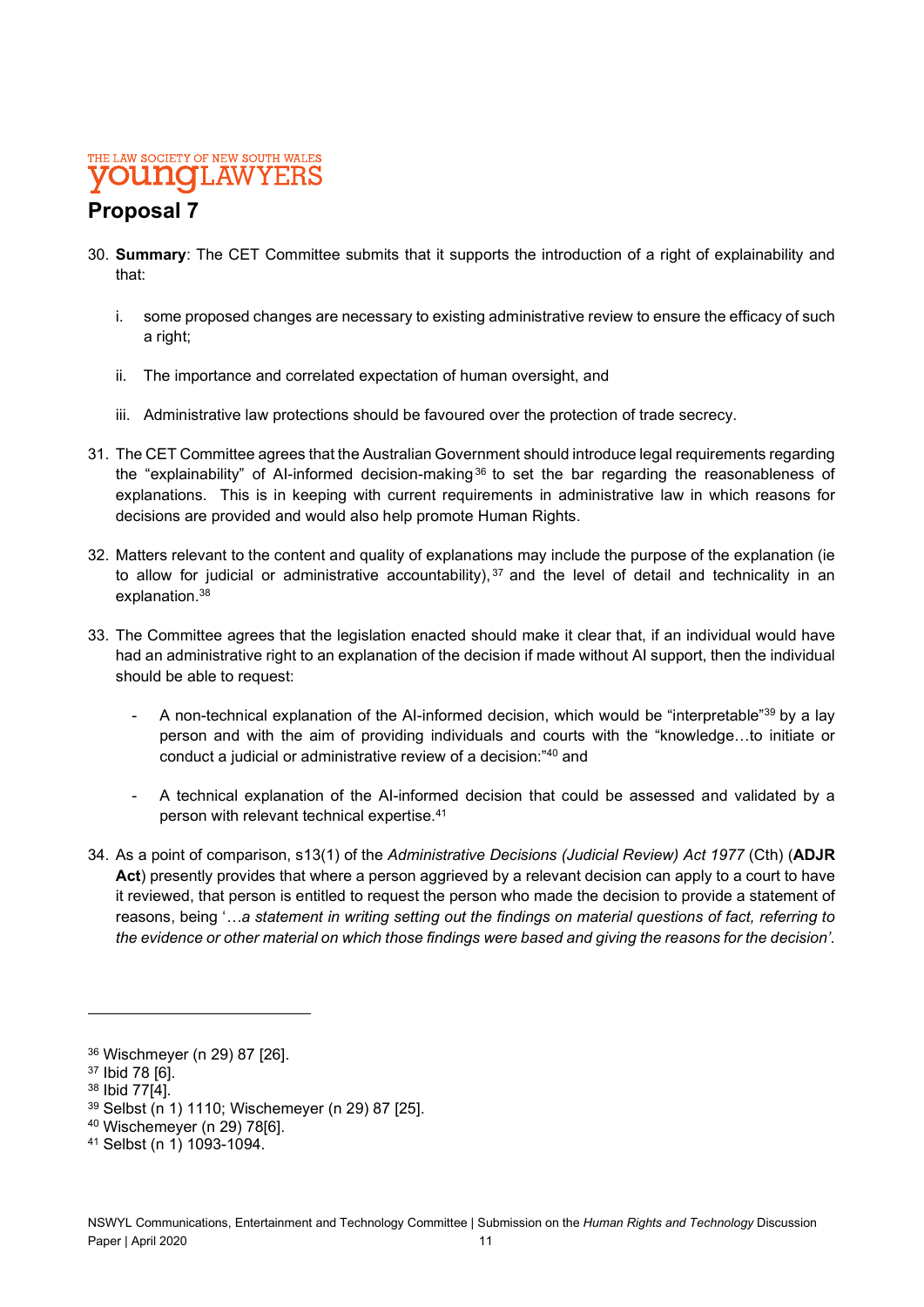## Proposal 7

30. **Summary**: The CET Committee submits that it supports the introduction of a right of explainability and that:

    i. some proposed changes are necessary to existing administrative review to ensure the efficacy of such a right;

    ii. The importance and correlated expectation of human oversight, and

    iii. Administrative law protections should be favoured over the protection of trade secrecy.

31. The CET Committee agrees that the Australian Government should introduce legal requirements regarding the "explainability" of AI-informed decision-making[36] to set the bar regarding the reasonableness of explanations. This is in keeping with current requirements in administrative law in which reasons for decisions are provided and would also help promote Human Rights.

32. Matters relevant to the content and quality of explanations may include the purpose of the explanation (ie to allow for judicial or administrative accountability),[37] and the level of detail and technicality in an explanation.[38]

33. The Committee agrees that the legislation enacted should make it clear that, if an individual would have had an administrative right to an explanation of the decision if made without AI support, then the individual should be able to request:

    - A non-technical explanation of the AI-informed decision, which would be "interpretable"[39] by a lay person and with the aim of providing individuals and courts with the "knowledge…to initiate or conduct a judicial or administrative review of a decision:"[40] and

    - A technical explanation of the AI-informed decision that could be assessed and validated by a person with relevant technical expertise.[41]

34. As a point of comparison, s13(1) of the *Administrative Decisions (Judicial Review) Act 1977* (Cth) (**ADJR Act**) presently provides that where a person aggrieved by a relevant decision can apply to a court to have it reviewed, that person is entitled to request the person who made the decision to provide a statement of reasons, being '*…a statement in writing setting out the findings on material questions of fact, referring to the evidence or other material on which those findings were based and giving the reasons for the decision*'.

---

[36] Wischmeyer (n 29) 87 [26].
[37] Ibid 78 [6].
[38] Ibid 77[4].
[39] Selbst (n 1) 1110; Wischemeyer (n 29) 87 [25].
[40] Wischemeyer (n 29) 78[6].
[41] Selbst (n 1) 1093-1094.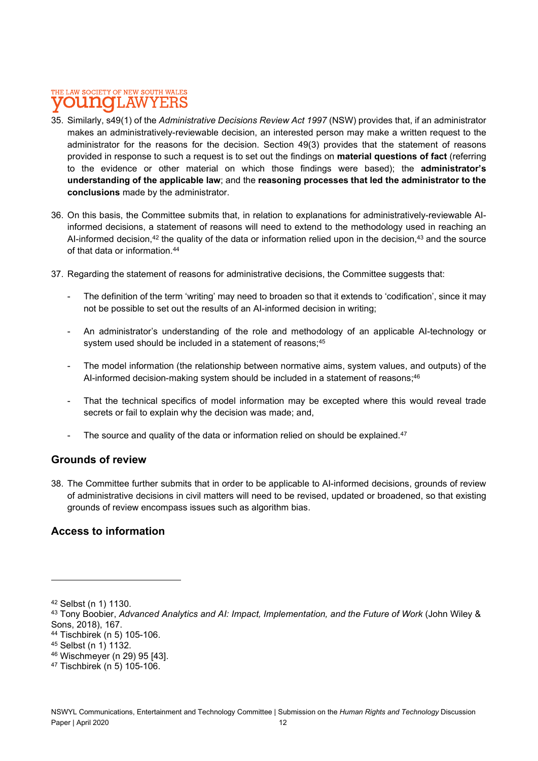35. Similarly, s49(1) of the *Administrative Decisions Review Act 1997* (NSW) provides that, if an administrator makes an administratively-reviewable decision, an interested person may make a written request to the administrator for the reasons for the decision. Section 49(3) provides that the statement of reasons provided in response to such a request is to set out the findings on **material questions of fact** (referring to the evidence or other material on which those findings were based); the **administrator's understanding of the applicable law**; and the **reasoning processes that led the administrator to the conclusions** made by the administrator.

36. On this basis, the Committee submits that, in relation to explanations for administratively-reviewable AI-informed decisions, a statement of reasons will need to extend to the methodology used in reaching an AI-informed decision,[42] the quality of the data or information relied upon in the decision,[43] and the source of that data or information.[44]

37. Regarding the statement of reasons for administrative decisions, the Committee suggests that:

   - The definition of the term 'writing' may need to broaden so that it extends to 'codification', since it may not be possible to set out the results of an AI-informed decision in writing;

   - An administrator's understanding of the role and methodology of an applicable AI-technology or system used should be included in a statement of reasons;[45]

   - The model information (the relationship between normative aims, system values, and outputs) of the AI-informed decision-making system should be included in a statement of reasons;[46]

   - That the technical specifics of model information may be excepted where this would reveal trade secrets or fail to explain why the decision was made; and,

   - The source and quality of the data or information relied on should be explained.[47]

## Grounds of review

38. The Committee further submits that in order to be applicable to AI-informed decisions, grounds of review of administrative decisions in civil matters will need to be revised, updated or broadened, so that existing grounds of review encompass issues such as algorithm bias.

## Access to information

---

[42] Selbst (n 1) 1130.

[43] Tony Boobier, *Advanced Analytics and AI: Impact, Implementation, and the Future of Work* (John Wiley & Sons, 2018), 167.

[44] Tischbirek (n 5) 105-106.

[45] Selbst (n 1) 1132.

[46] Wischmeyer (n 29) 95 [43].

[47] Tischbirek (n 5) 105-106.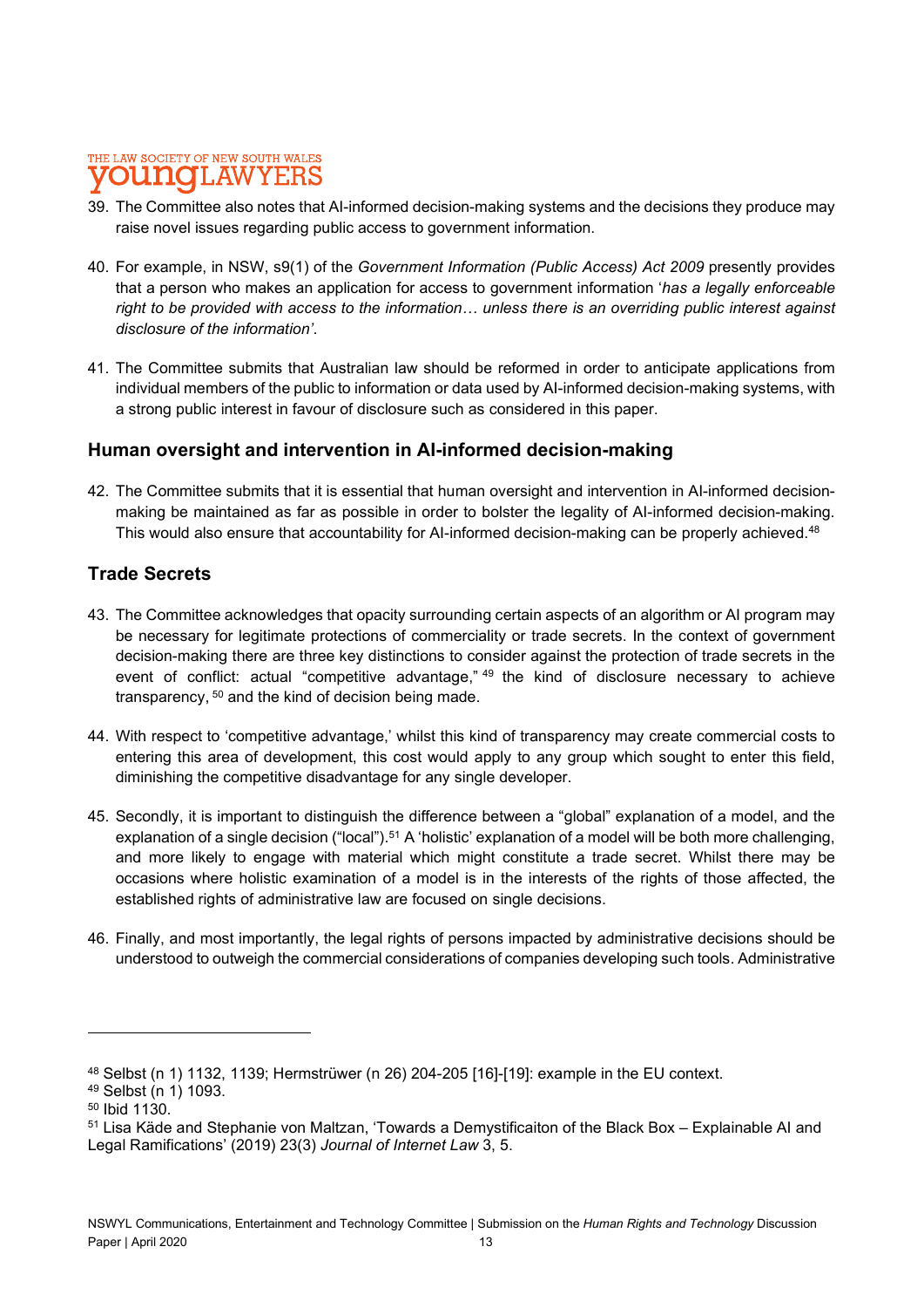39. The Committee also notes that AI-informed decision-making systems and the decisions they produce may raise novel issues regarding public access to government information.

40. For example, in NSW, s9(1) of the *Government Information (Public Access) Act 2009* presently provides that a person who makes an application for access to government information '*has a legally enforceable right to be provided with access to the information… unless there is an overriding public interest against disclosure of the information'*.

41. The Committee submits that Australian law should be reformed in order to anticipate applications from individual members of the public to information or data used by AI-informed decision-making systems, with a strong public interest in favour of disclosure such as considered in this paper.

## Human oversight and intervention in AI-informed decision-making

42. The Committee submits that it is essential that human oversight and intervention in AI-informed decision-making be maintained as far as possible in order to bolster the legality of AI-informed decision-making. This would also ensure that accountability for AI-informed decision-making can be properly achieved.[48]

## Trade Secrets

43. The Committee acknowledges that opacity surrounding certain aspects of an algorithm or AI program may be necessary for legitimate protections of commerciality or trade secrets. In the context of government decision-making there are three key distinctions to consider against the protection of trade secrets in the event of conflict: actual "competitive advantage,"[49] the kind of disclosure necessary to achieve transparency,[50] and the kind of decision being made.

44. With respect to 'competitive advantage,' whilst this kind of transparency may create commercial costs to entering this area of development, this cost would apply to any group which sought to enter this field, diminishing the competitive disadvantage for any single developer.

45. Secondly, it is important to distinguish the difference between a "global" explanation of a model, and the explanation of a single decision ("local").[51] A 'holistic' explanation of a model will be both more challenging, and more likely to engage with material which might constitute a trade secret. Whilst there may be occasions where holistic examination of a model is in the interests of the rights of those affected, the established rights of administrative law are focused on single decisions.

46. Finally, and most importantly, the legal rights of persons impacted by administrative decisions should be understood to outweigh the commercial considerations of companies developing such tools. Administrative

---

[48] Selbst (n 1) 1132, 1139; Hermstrüwer (n 26) 204-205 [16]-[19]: example in the EU context.

[49] Selbst (n 1) 1093.

[50] Ibid 1130.

[51] Lisa Käde and Stephanie von Maltzan, 'Towards a Demystificaiton of the Black Box – Explainable AI and Legal Ramifications' (2019) 23(3) *Journal of Internet Law* 3, 5.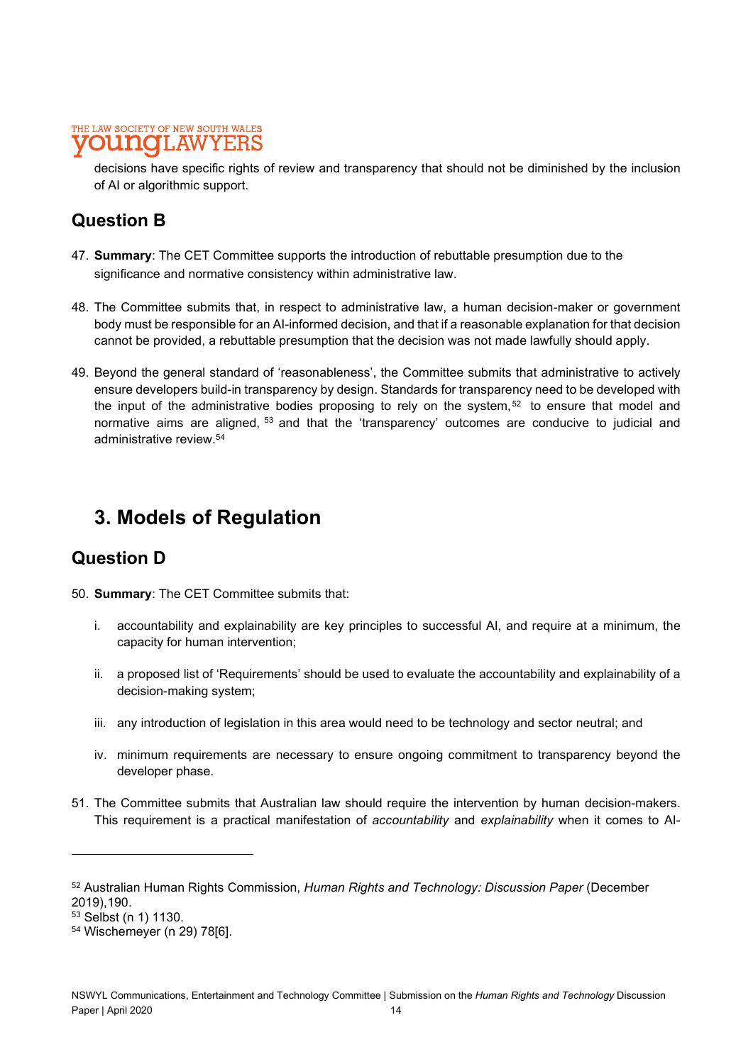decisions have specific rights of review and transparency that should not be diminished by the inclusion of AI or algorithmic support.

## Question B

47. **Summary**: The CET Committee supports the introduction of rebuttable presumption due to the significance and normative consistency within administrative law.

48. The Committee submits that, in respect to administrative law, a human decision-maker or government body must be responsible for an AI-informed decision, and that if a reasonable explanation for that decision cannot be provided, a rebuttable presumption that the decision was not made lawfully should apply.

49. Beyond the general standard of 'reasonableness', the Committee submits that administrative to actively ensure developers build-in transparency by design. Standards for transparency need to be developed with the input of the administrative bodies proposing to rely on the system,[52] to ensure that model and normative aims are aligned, [53] and that the 'transparency' outcomes are conducive to judicial and administrative review.[54]

# 3. Models of Regulation

## Question D

50. **Summary**: The CET Committee submits that:

    i. accountability and explainability are key principles to successful AI, and require at a minimum, the capacity for human intervention;

    ii. a proposed list of 'Requirements' should be used to evaluate the accountability and explainability of a decision-making system;

    iii. any introduction of legislation in this area would need to be technology and sector neutral; and

    iv. minimum requirements are necessary to ensure ongoing commitment to transparency beyond the developer phase.

51. The Committee submits that Australian law should require the intervention by human decision-makers. This requirement is a practical manifestation of *accountability* and *explainability* when it comes to AI-

---

[52] Australian Human Rights Commission, *Human Rights and Technology: Discussion Paper* (December 2019),190.

[53] Selbst (n 1) 1130.

[54] Wischemeyer (n 29) 78[6].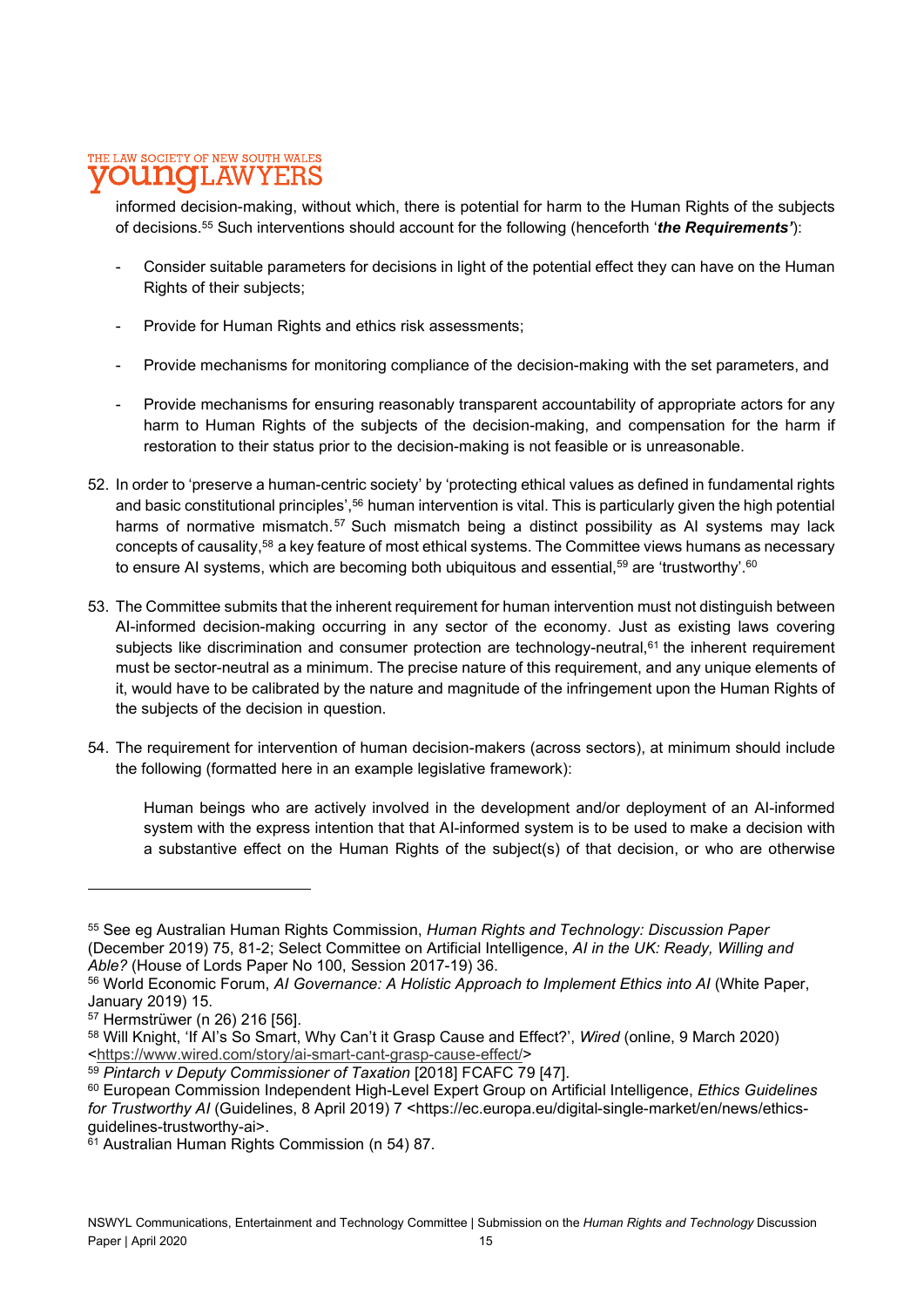informed decision-making, without which, there is potential for harm to the Human Rights of the subjects of decisions.[55] Such interventions should account for the following (henceforth '***the Requirements'***):

- Consider suitable parameters for decisions in light of the potential effect they can have on the Human Rights of their subjects;
- Provide for Human Rights and ethics risk assessments;
- Provide mechanisms for monitoring compliance of the decision-making with the set parameters, and
- Provide mechanisms for ensuring reasonably transparent accountability of appropriate actors for any harm to Human Rights of the subjects of the decision-making, and compensation for the harm if restoration to their status prior to the decision-making is not feasible or is unreasonable.

52. In order to 'preserve a human-centric society' by 'protecting ethical values as defined in fundamental rights and basic constitutional principles',[56] human intervention is vital. This is particularly given the high potential harms of normative mismatch.[57] Such mismatch being a distinct possibility as AI systems may lack concepts of causality,[58] a key feature of most ethical systems. The Committee views humans as necessary to ensure AI systems, which are becoming both ubiquitous and essential,[59] are 'trustworthy'.[60]

53. The Committee submits that the inherent requirement for human intervention must not distinguish between AI-informed decision-making occurring in any sector of the economy. Just as existing laws covering subjects like discrimination and consumer protection are technology-neutral,[61] the inherent requirement must be sector-neutral as a minimum. The precise nature of this requirement, and any unique elements of it, would have to be calibrated by the nature and magnitude of the infringement upon the Human Rights of the subjects of the decision in question.

54. The requirement for intervention of human decision-makers (across sectors), at minimum should include the following (formatted here in an example legislative framework):

    Human beings who are actively involved in the development and/or deployment of an AI-informed system with the express intention that that AI-informed system is to be used to make a decision with a substantive effect on the Human Rights of the subject(s) of that decision, or who are otherwise

---

[55] See eg Australian Human Rights Commission, *Human Rights and Technology: Discussion Paper* (December 2019) 75, 81-2; Select Committee on Artificial Intelligence, *AI in the UK: Ready, Willing and Able?* (House of Lords Paper No 100, Session 2017-19) 36.

[56] World Economic Forum, *AI Governance: A Holistic Approach to Implement Ethics into AI* (White Paper, January 2019) 15.

[57] Hermstrüwer (n 26) 216 [56].

[58] Will Knight, 'If AI's So Smart, Why Can't it Grasp Cause and Effect?', *Wired* (online, 9 March 2020) <https://www.wired.com/story/ai-smart-cant-grasp-cause-effect/>

[59] *Pintarch v Deputy Commissioner of Taxation* [2018] FCAFC 79 [47].

[60] European Commission Independent High-Level Expert Group on Artificial Intelligence, *Ethics Guidelines for Trustworthy AI* (Guidelines, 8 April 2019) 7 <https://ec.europa.eu/digital-single-market/en/news/ethics-guidelines-trustworthy-ai>.

[61] Australian Human Rights Commission (n 54) 87.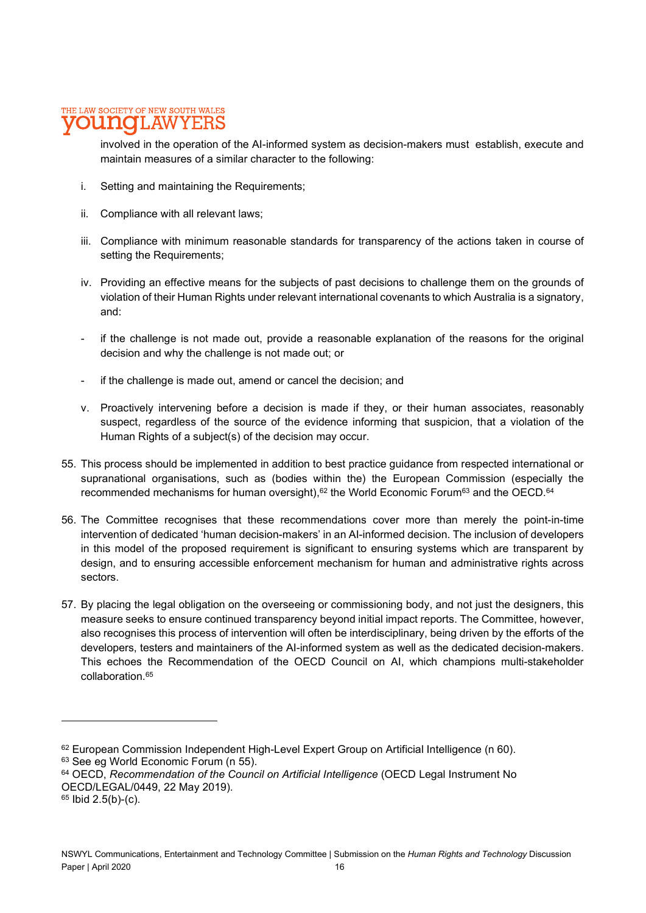involved in the operation of the AI-informed system as decision-makers must establish, execute and maintain measures of a similar character to the following:

i. Setting and maintaining the Requirements;

ii. Compliance with all relevant laws;

iii. Compliance with minimum reasonable standards for transparency of the actions taken in course of setting the Requirements;

iv. Providing an effective means for the subjects of past decisions to challenge them on the grounds of violation of their Human Rights under relevant international covenants to which Australia is a signatory, and:

- if the challenge is not made out, provide a reasonable explanation of the reasons for the original decision and why the challenge is not made out; or

- if the challenge is made out, amend or cancel the decision; and

v. Proactively intervening before a decision is made if they, or their human associates, reasonably suspect, regardless of the source of the evidence informing that suspicion, that a violation of the Human Rights of a subject(s) of the decision may occur.

55. This process should be implemented in addition to best practice guidance from respected international or supranational organisations, such as (bodies within the) the European Commission (especially the recommended mechanisms for human oversight),[62] the World Economic Forum[63] and the OECD.[64]

56. The Committee recognises that these recommendations cover more than merely the point-in-time intervention of dedicated 'human decision-makers' in an AI-informed decision. The inclusion of developers in this model of the proposed requirement is significant to ensuring systems which are transparent by design, and to ensuring accessible enforcement mechanism for human and administrative rights across sectors.

57. By placing the legal obligation on the overseeing or commissioning body, and not just the designers, this measure seeks to ensure continued transparency beyond initial impact reports. The Committee, however, also recognises this process of intervention will often be interdisciplinary, being driven by the efforts of the developers, testers and maintainers of the AI-informed system as well as the dedicated decision-makers. This echoes the Recommendation of the OECD Council on AI, which champions multi-stakeholder collaboration.[65]

---

[62] European Commission Independent High-Level Expert Group on Artificial Intelligence (n 60).

[63] See eg World Economic Forum (n 55).

[64] OECD, *Recommendation of the Council on Artificial Intelligence* (OECD Legal Instrument No OECD/LEGAL/0449, 22 May 2019).

[65] Ibid 2.5(b)-(c).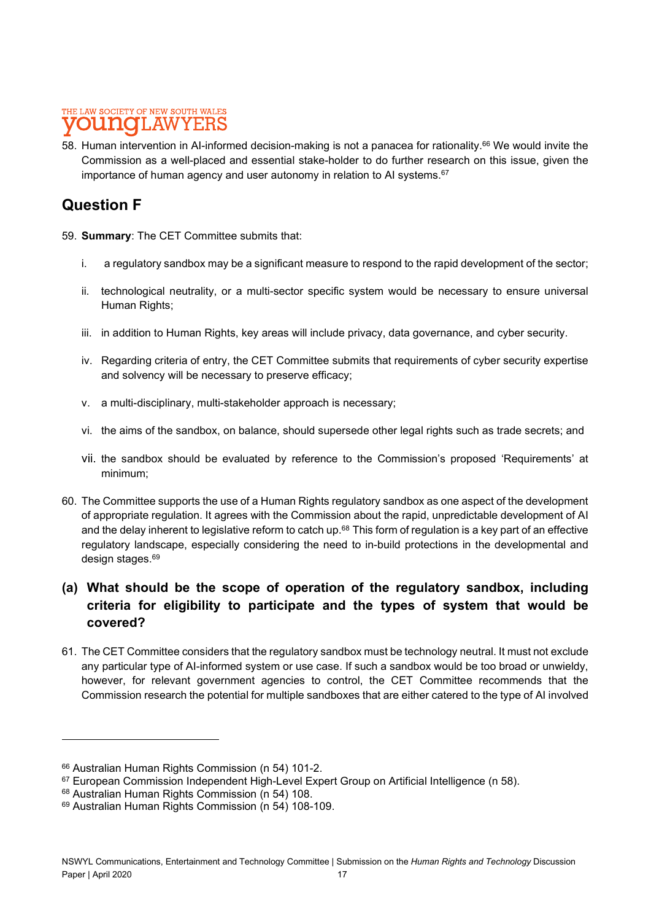58. Human intervention in AI-informed decision-making is not a panacea for rationality.[66] We would invite the Commission as a well-placed and essential stake-holder to do further research on this issue, given the importance of human agency and user autonomy in relation to AI systems.[67]

## Question F

59. **Summary**: The CET Committee submits that:

    i. a regulatory sandbox may be a significant measure to respond to the rapid development of the sector;

    ii. technological neutrality, or a multi-sector specific system would be necessary to ensure universal Human Rights;

    iii. in addition to Human Rights, key areas will include privacy, data governance, and cyber security.

    iv. Regarding criteria of entry, the CET Committee submits that requirements of cyber security expertise and solvency will be necessary to preserve efficacy;

    v. a multi-disciplinary, multi-stakeholder approach is necessary;

    vi. the aims of the sandbox, on balance, should supersede other legal rights such as trade secrets; and

    vii. the sandbox should be evaluated by reference to the Commission's proposed 'Requirements' at minimum;

60. The Committee supports the use of a Human Rights regulatory sandbox as one aspect of the development of appropriate regulation. It agrees with the Commission about the rapid, unpredictable development of AI and the delay inherent to legislative reform to catch up.[68] This form of regulation is a key part of an effective regulatory landscape, especially considering the need to in-build protections in the developmental and design stages.[69]

### (a) What should be the scope of operation of the regulatory sandbox, including criteria for eligibility to participate and the types of system that would be covered?

61. The CET Committee considers that the regulatory sandbox must be technology neutral. It must not exclude any particular type of AI-informed system or use case. If such a sandbox would be too broad or unwieldy, however, for relevant government agencies to control, the CET Committee recommends that the Commission research the potential for multiple sandboxes that are either catered to the type of AI involved

---

[66] Australian Human Rights Commission (n 54) 101-2.

[67] European Commission Independent High-Level Expert Group on Artificial Intelligence (n 58).

[68] Australian Human Rights Commission (n 54) 108.

[69] Australian Human Rights Commission (n 54) 108-109.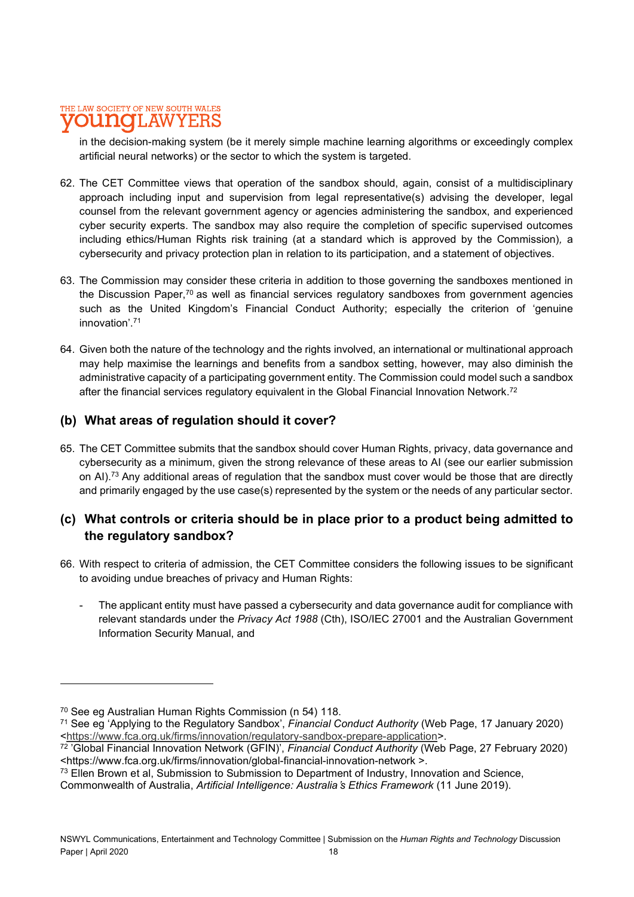in the decision-making system (be it merely simple machine learning algorithms or exceedingly complex artificial neural networks) or the sector to which the system is targeted.

62. The CET Committee views that operation of the sandbox should, again, consist of a multidisciplinary approach including input and supervision from legal representative(s) advising the developer, legal counsel from the relevant government agency or agencies administering the sandbox, and experienced cyber security experts. The sandbox may also require the completion of specific supervised outcomes including ethics/Human Rights risk training (at a standard which is approved by the Commission), a cybersecurity and privacy protection plan in relation to its participation, and a statement of objectives.

63. The Commission may consider these criteria in addition to those governing the sandboxes mentioned in the Discussion Paper,[70] as well as financial services regulatory sandboxes from government agencies such as the United Kingdom's Financial Conduct Authority; especially the criterion of 'genuine innovation'.[71]

64. Given both the nature of the technology and the rights involved, an international or multinational approach may help maximise the learnings and benefits from a sandbox setting, however, may also diminish the administrative capacity of a participating government entity. The Commission could model such a sandbox after the financial services regulatory equivalent in the Global Financial Innovation Network.[72]

## (b) What areas of regulation should it cover?

65. The CET Committee submits that the sandbox should cover Human Rights, privacy, data governance and cybersecurity as a minimum, given the strong relevance of these areas to AI (see our earlier submission on AI).[73] Any additional areas of regulation that the sandbox must cover would be those that are directly and primarily engaged by the use case(s) represented by the system or the needs of any particular sector.

## (c) What controls or criteria should be in place prior to a product being admitted to the regulatory sandbox?

66. With respect to criteria of admission, the CET Committee considers the following issues to be significant to avoiding undue breaches of privacy and Human Rights:

    - The applicant entity must have passed a cybersecurity and data governance audit for compliance with relevant standards under the *Privacy Act 1988* (Cth), ISO/IEC 27001 and the Australian Government Information Security Manual, and

---

[70] See eg Australian Human Rights Commission (n 54) 118.

[71] See eg 'Applying to the Regulatory Sandbox', *Financial Conduct Authority* (Web Page, 17 January 2020) <https://www.fca.org.uk/firms/innovation/regulatory-sandbox-prepare-application>.

[72] 'Global Financial Innovation Network (GFIN)', *Financial Conduct Authority* (Web Page, 27 February 2020) <https://www.fca.org.uk/firms/innovation/global-financial-innovation-network >.

[73] Ellen Brown et al, Submission to Submission to Department of Industry, Innovation and Science, Commonwealth of Australia, *Artificial Intelligence: Australia's Ethics Framework* (11 June 2019).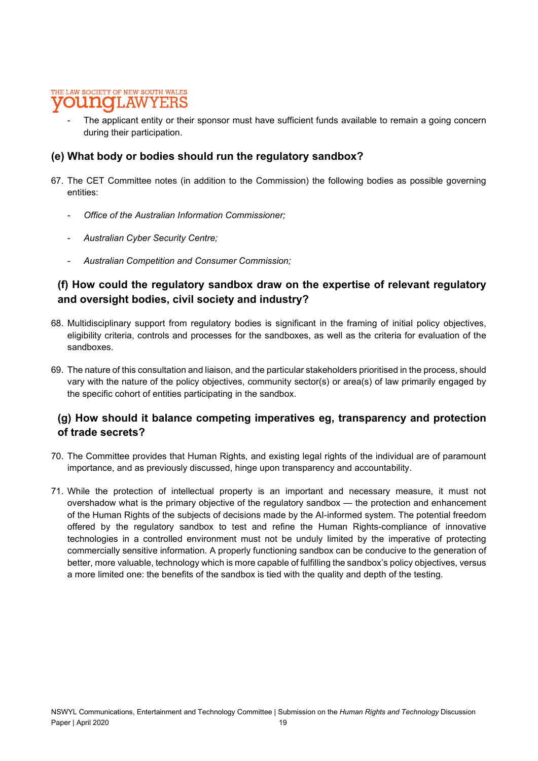- The applicant entity or their sponsor must have sufficient funds available to remain a going concern during their participation.

### (e) What body or bodies should run the regulatory sandbox?

67. The CET Committee notes (in addition to the Commission) the following bodies as possible governing entities:

    - *Office of the Australian Information Commissioner;*
    - *Australian Cyber Security Centre;*
    - *Australian Competition and Consumer Commission;*

### (f) How could the regulatory sandbox draw on the expertise of relevant regulatory and oversight bodies, civil society and industry?

68. Multidisciplinary support from regulatory bodies is significant in the framing of initial policy objectives, eligibility criteria, controls and processes for the sandboxes, as well as the criteria for evaluation of the sandboxes.

69. The nature of this consultation and liaison, and the particular stakeholders prioritised in the process, should vary with the nature of the policy objectives, community sector(s) or area(s) of law primarily engaged by the specific cohort of entities participating in the sandbox.

### (g) How should it balance competing imperatives eg, transparency and protection of trade secrets?

70. The Committee provides that Human Rights, and existing legal rights of the individual are of paramount importance, and as previously discussed, hinge upon transparency and accountability.

71. While the protection of intellectual property is an important and necessary measure, it must not overshadow what is the primary objective of the regulatory sandbox — the protection and enhancement of the Human Rights of the subjects of decisions made by the AI-informed system. The potential freedom offered by the regulatory sandbox to test and refine the Human Rights-compliance of innovative technologies in a controlled environment must not be unduly limited by the imperative of protecting commercially sensitive information. A properly functioning sandbox can be conducive to the generation of better, more valuable, technology which is more capable of fulfilling the sandbox's policy objectives, versus a more limited one: the benefits of the sandbox is tied with the quality and depth of the testing.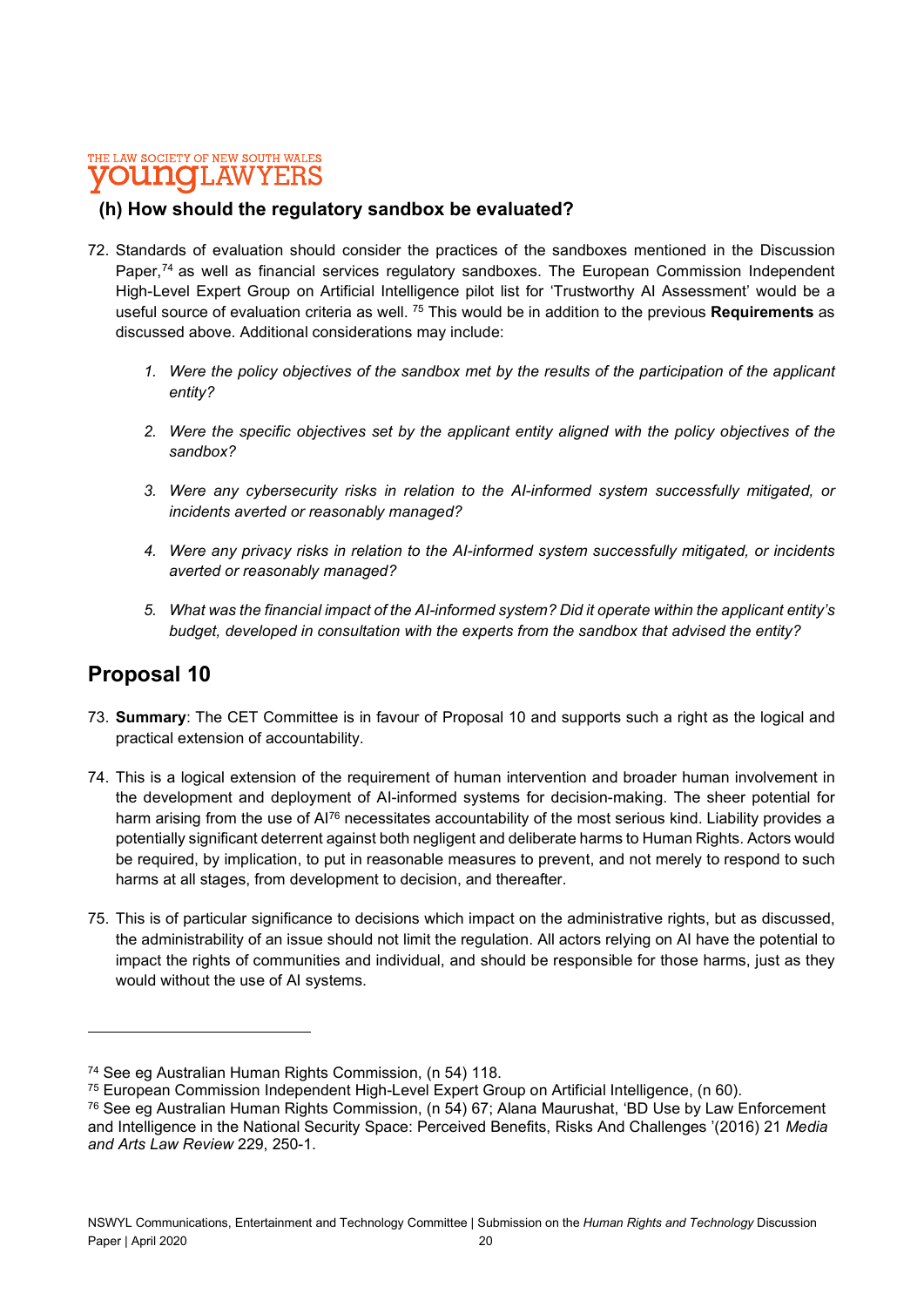### (h) How should the regulatory sandbox be evaluated?

72. Standards of evaluation should consider the practices of the sandboxes mentioned in the Discussion Paper,[74] as well as financial services regulatory sandboxes. The European Commission Independent High-Level Expert Group on Artificial Intelligence pilot list for 'Trustworthy AI Assessment' would be a useful source of evaluation criteria as well. [75] This would be in addition to the previous **Requirements** as discussed above. Additional considerations may include:

    1. *Were the policy objectives of the sandbox met by the results of the participation of the applicant entity?*

    2. *Were the specific objectives set by the applicant entity aligned with the policy objectives of the sandbox?*

    3. *Were any cybersecurity risks in relation to the AI-informed system successfully mitigated, or incidents averted or reasonably managed?*

    4. *Were any privacy risks in relation to the AI-informed system successfully mitigated, or incidents averted or reasonably managed?*

    5. *What was the financial impact of the AI-informed system? Did it operate within the applicant entity's budget, developed in consultation with the experts from the sandbox that advised the entity?*

## Proposal 10

73. **Summary**: The CET Committee is in favour of Proposal 10 and supports such a right as the logical and practical extension of accountability.

74. This is a logical extension of the requirement of human intervention and broader human involvement in the development and deployment of AI-informed systems for decision-making. The sheer potential for harm arising from the use of AI[76] necessitates accountability of the most serious kind. Liability provides a potentially significant deterrent against both negligent and deliberate harms to Human Rights. Actors would be required, by implication, to put in reasonable measures to prevent, and not merely to respond to such harms at all stages, from development to decision, and thereafter.

75. This is of particular significance to decisions which impact on the administrative rights, but as discussed, the administrability of an issue should not limit the regulation. All actors relying on AI have the potential to impact the rights of communities and individual, and should be responsible for those harms, just as they would without the use of AI systems.

---

[74] See eg Australian Human Rights Commission, (n 54) 118.

[75] European Commission Independent High-Level Expert Group on Artificial Intelligence, (n 60).

[76] See eg Australian Human Rights Commission, (n 54) 67; Alana Maurushat, 'BD Use by Law Enforcement and Intelligence in the National Security Space: Perceived Benefits, Risks And Challenges '(2016) 21 *Media and Arts Law Review* 229, 250-1.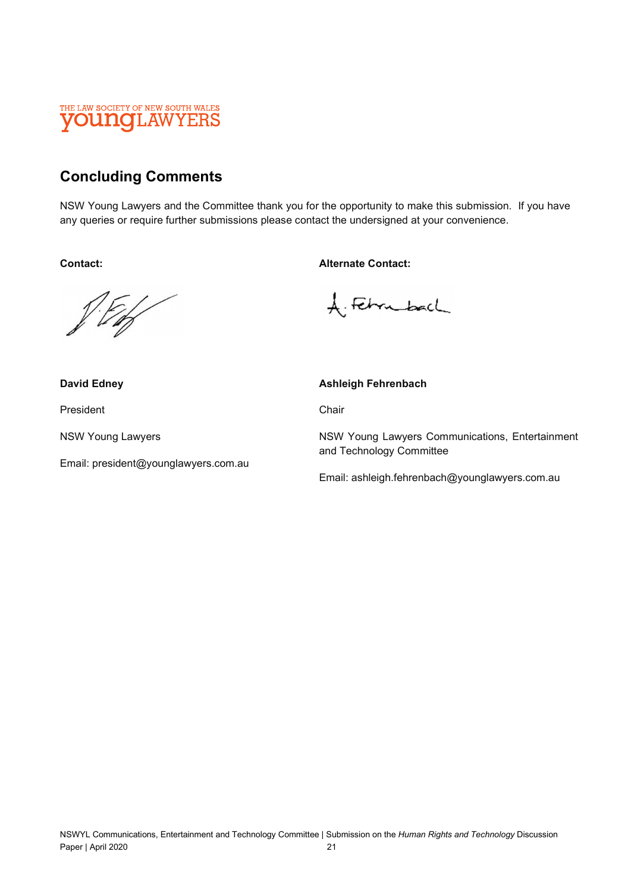## Concluding Comments

NSW Young Lawyers and the Committee thank you for the opportunity to make this submission. If you have any queries or require further submissions please contact the undersigned at your convenience.

**Contact:**

**David Edney**

President

NSW Young Lawyers

Email: president@younglawyers.com.au

**Alternate Contact:**

**Ashleigh Fehrenbach**

Chair

NSW Young Lawyers Communications, Entertainment and Technology Committee

Email: ashleigh.fehrenbach@younglawyers.com.au